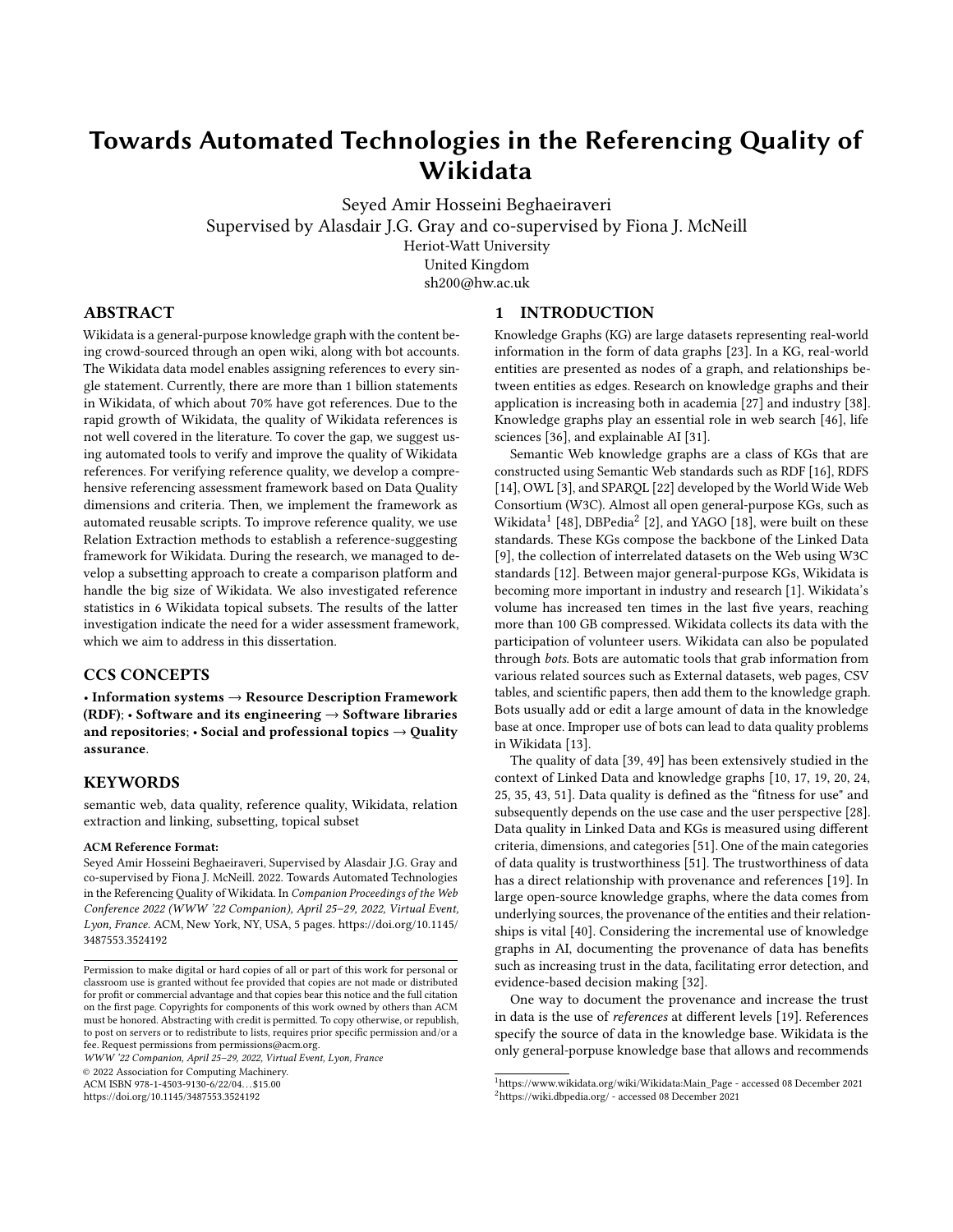# Towards Automated Technologies in the Referencing Quality of Wikidata

Seyed Amir Hosseini Beghaeiraveri
Supervised by Alasdair J.G. Gray and co-supervised by Fiona J. McNeill
Heriot-Watt University
United Kingdom
sh200@hw.ac.uk

## ABSTRACT

Wikidata is a general-purpose knowledge graph with the content being crowd-sourced through an open wiki, along with bot accounts. The Wikidata data model enables assigning references to every single statement. Currently, there are more than 1 billion statements in Wikidata, of which about 70% have got references. Due to the rapid growth of Wikidata, the quality of Wikidata references is not well covered in the literature. To cover the gap, we suggest using automated tools to verify and improve the quality of Wikidata references. For verifying reference quality, we develop a comprehensive referencing assessment framework based on Data Quality dimensions and criteria. Then, we implement the framework as automated reusable scripts. To improve reference quality, we use Relation Extraction methods to establish a reference-suggesting framework for Wikidata. During the research, we managed to develop a subsetting approach to create a comparison platform and handle the big size of Wikidata. We also investigated reference statistics in 6 Wikidata topical subsets. The results of the latter investigation indicate the need for a wider assessment framework, which we aim to address in this dissertation.

## CCS CONCEPTS

• **Information systems → Resource Description Framework (RDF)**; • **Software and its engineering → Software libraries and repositories**; • **Social and professional topics → Quality assurance**.

## KEYWORDS

semantic web, data quality, reference quality, Wikidata, relation extraction and linking, subsetting, topical subset

**ACM Reference Format:**
Seyed Amir Hosseini Beghaeiraveri, Supervised by Alasdair J.G. Gray and co-supervised by Fiona J. McNeill. 2022. Towards Automated Technologies in the Referencing Quality of Wikidata. In *Companion Proceedings of the Web Conference 2022 (WWW '22 Companion), April 25–29, 2022, Virtual Event, Lyon, France.* ACM, New York, NY, USA, 5 pages. https://doi.org/10.1145/3487553.3524192

Permission to make digital or hard copies of all or part of this work for personal or classroom use is granted without fee provided that copies are not made or distributed for profit or commercial advantage and that copies bear this notice and the full citation on the first page. Copyrights for components of this work owned by others than ACM must be honored. Abstracting with credit is permitted. To copy otherwise, or republish, to post on servers or to redistribute to lists, requires prior specific permission and/or a fee. Request permissions from permissions@acm.org.
*WWW '22 Companion, April 25–29, 2022, Virtual Event, Lyon, France*
© 2022 Association for Computing Machinery.
ACM ISBN 978-1-4503-9130-6/22/04…$15.00
https://doi.org/10.1145/3487553.3524192

## 1 INTRODUCTION

Knowledge Graphs (KG) are large datasets representing real-world information in the form of data graphs [23]. In a KG, real-world entities are presented as nodes of a graph, and relationships between entities as edges. Research on knowledge graphs and their application is increasing both in academia [27] and industry [38]. Knowledge graphs play an essential role in web search [46], life sciences [36], and explainable AI [31].

Semantic Web knowledge graphs are a class of KGs that are constructed using Semantic Web standards such as RDF [16], RDFS [14], OWL [3], and SPARQL [22] developed by the World Wide Web Consortium (W3C). Almost all open general-purpose KGs, such as Wikidata[1] [48], DBPedia[2] [2], and YAGO [18], were built on these standards. These KGs compose the backbone of the Linked Data [9], the collection of interrelated datasets on the Web using W3C standards [12]. Between major general-purpose KGs, Wikidata is becoming more important in industry and research [1]. Wikidata's volume has increased ten times in the last five years, reaching more than 100 GB compressed. Wikidata collects its data with the participation of volunteer users. Wikidata can also be populated through *bots*. Bots are automatic tools that grab information from various related sources such as External datasets, web pages, CSV tables, and scientific papers, then add them to the knowledge graph. Bots usually add or edit a large amount of data in the knowledge base at once. Improper use of bots can lead to data quality problems in Wikidata [13].

The quality of data [39, 49] has been extensively studied in the context of Linked Data and knowledge graphs [10, 17, 19, 20, 24, 25, 35, 43, 51]. Data quality is defined as the "fitness for use" and subsequently depends on the use case and the user perspective [28]. Data quality in Linked Data and KGs is measured using different criteria, dimensions, and categories [51]. One of the main categories of data quality is trustworthiness [51]. The trustworthiness of data has a direct relationship with provenance and references [19]. In large open-source knowledge graphs, where the data comes from underlying sources, the provenance of the entities and their relationships is vital [40]. Considering the incremental use of knowledge graphs in AI, documenting the provenance of data has benefits such as increasing trust in the data, facilitating error detection, and evidence-based decision making [32].

One way to document the provenance and increase the trust in data is the use of *references* at different levels [19]. References specify the source of data in the knowledge base. Wikidata is the only general-porpuse knowledge base that allows and recommends

[1] https://www.wikidata.org/wiki/Wikidata:Main_Page - accessed 08 December 2021
[2] https://wiki.dbpedia.org/ - accessed 08 December 2021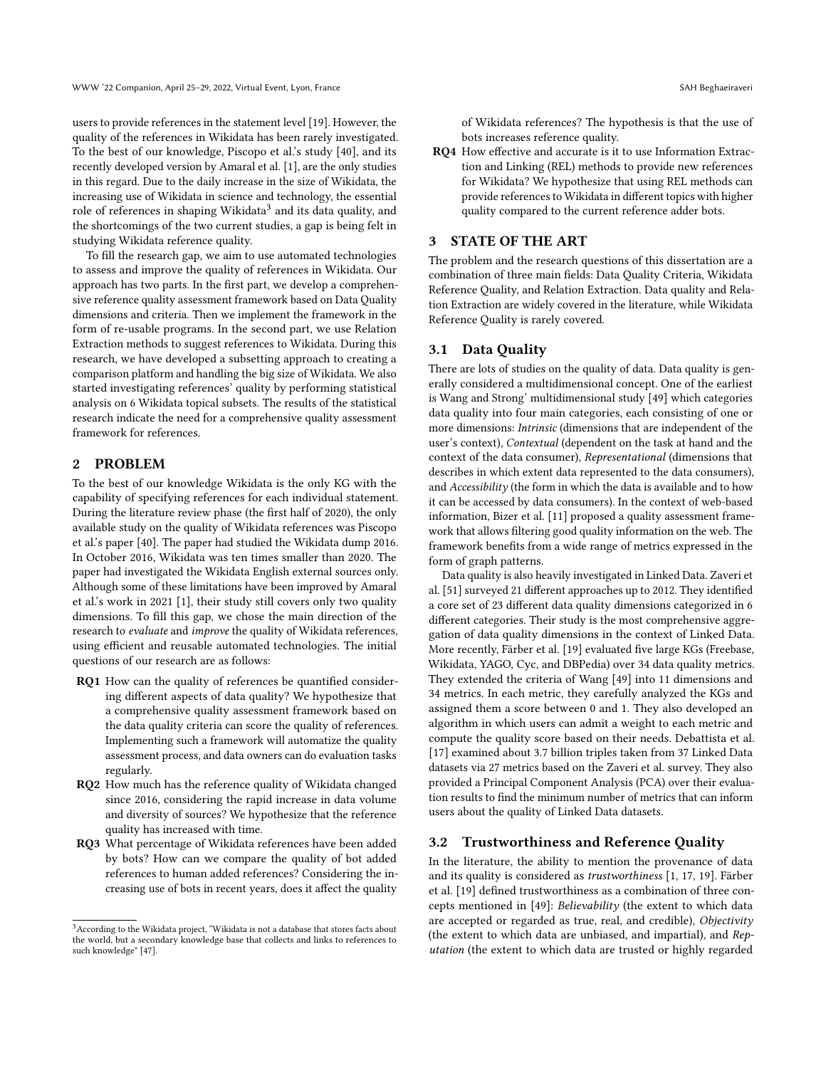users to provide references in the statement level [19]. However, the quality of the references in Wikidata has been rarely investigated. To the best of our knowledge, Piscopo et al.'s study [40], and its recently developed version by Amaral et al. [1], are the only studies in this regard. Due to the daily increase in the size of Wikidata, the increasing use of Wikidata in science and technology, the essential role of references in shaping Wikidata[3] and its data quality, and the shortcomings of the two current studies, a gap is being felt in studying Wikidata reference quality.

To fill the research gap, we aim to use automated technologies to assess and improve the quality of references in Wikidata. Our approach has two parts. In the first part, we develop a comprehensive reference quality assessment framework based on Data Quality dimensions and criteria. Then we implement the framework in the form of re-usable programs. In the second part, we use Relation Extraction methods to suggest references to Wikidata. During this research, we have developed a subsetting approach to creating a comparison platform and handling the big size of Wikidata. We also started investigating references' quality by performing statistical analysis on 6 Wikidata topical subsets. The results of the statistical research indicate the need for a comprehensive quality assessment framework for references.

## 2 PROBLEM

To the best of our knowledge Wikidata is the only KG with the capability of specifying references for each individual statement. During the literature review phase (the first half of 2020), the only available study on the quality of Wikidata references was Piscopo et al.'s paper [40]. The paper had studied the Wikidata dump 2016. In October 2016, Wikidata was ten times smaller than 2020. The paper had investigated the Wikidata English external sources only. Although some of these limitations have been improved by Amaral et al.'s work in 2021 [1], their study still covers only two quality dimensions. To fill this gap, we chose the main direction of the research to *evaluate* and *improve* the quality of Wikidata references, using efficient and reusable automated technologies. The initial questions of our research are as follows:

- **RQ1** How can the quality of references be quantified considering different aspects of data quality? We hypothesize that a comprehensive quality assessment framework based on the data quality criteria can score the quality of references. Implementing such a framework will automatize the quality assessment process, and data owners can do evaluation tasks regularly.
- **RQ2** How much has the reference quality of Wikidata changed since 2016, considering the rapid increase in data volume and diversity of sources? We hypothesize that the reference quality has increased with time.
- **RQ3** What percentage of Wikidata references have been added by bots? How can we compare the quality of bot added references to human added references? Considering the increasing use of bots in recent years, does it affect the quality of Wikidata references? The hypothesis is that the use of bots increases reference quality.
- **RQ4** How effective and accurate is it to use Information Extraction and Linking (REL) methods to provide new references for Wikidata? We hypothesize that using REL methods can provide references to Wikidata in different topics with higher quality compared to the current reference adder bots.

## 3 STATE OF THE ART

The problem and the research questions of this dissertation are a combination of three main fields: Data Quality Criteria, Wikidata Reference Quality, and Relation Extraction. Data quality and Relation Extraction are widely covered in the literature, while Wikidata Reference Quality is rarely covered.

### 3.1 Data Quality

There are lots of studies on the quality of data. Data quality is generally considered a multidimensional concept. One of the earliest is Wang and Strong' multidimensional study [49] which categories data quality into four main categories, each consisting of one or more dimensions: *Intrinsic* (dimensions that are independent of the user's context), *Contextual* (dependent on the task at hand and the context of the data consumer), *Representational* (dimensions that describes in which extent data represented to the data consumers), and *Accessibility* (the form in which the data is available and to how it can be accessed by data consumers). In the context of web-based information, Bizer et al. [11] proposed a quality assessment framework that allows filtering good quality information on the web. The framework benefits from a wide range of metrics expressed in the form of graph patterns.

Data quality is also heavily investigated in Linked Data. Zaveri et al. [51] surveyed 21 different approaches up to 2012. They identified a core set of 23 different data quality dimensions categorized in 6 different categories. Their study is the most comprehensive aggregation of data quality dimensions in the context of Linked Data. More recently, Färber et al. [19] evaluated five large KGs (Freebase, Wikidata, YAGO, Cyc, and DBPedia) over 34 data quality metrics. They extended the criteria of Wang [49] into 11 dimensions and 34 metrics. In each metric, they carefully analyzed the KGs and assigned them a score between 0 and 1. They also developed an algorithm in which users can admit a weight to each metric and compute the quality score based on their needs. Debattista et al. [17] examined about 3.7 billion triples taken from 37 Linked Data datasets via 27 metrics based on the Zaveri et al. survey. They also provided a Principal Component Analysis (PCA) over their evaluation results to find the minimum number of metrics that can inform users about the quality of Linked Data datasets.

### 3.2 Trustworthiness and Reference Quality

In the literature, the ability to mention the provenance of data and its quality is considered as *trustworthiness* [1, 17, 19]. Färber et al. [19] defined trustworthiness as a combination of three concepts mentioned in [49]: *Believability* (the extent to which data are accepted or regarded as true, real, and credible), *Objectivity* (the extent to which data are unbiased, and impartial), and *Reputation* (the extent to which data are trusted or highly regarded

[3] According to the Wikidata project, "Wikidata is not a database that stores facts about the world, but a secondary knowledge base that collects and links to references to such knowledge" [47].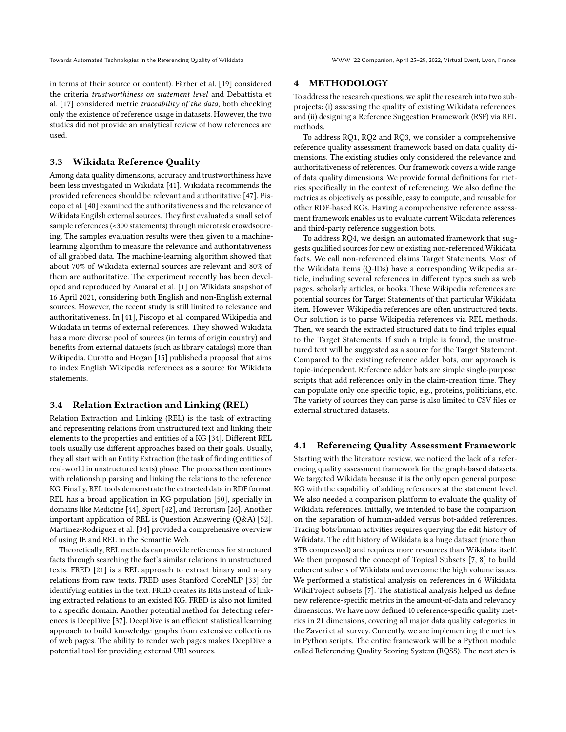in terms of their source or content). Färber et al. [19] considered the criteria *trustworthiness on statement level* and Debattista et al. [17] considered metric *traceability of the data*, both checking only the existence of reference usage in datasets. However, the two studies did not provide an analytical review of how references are used.

### 3.3 Wikidata Reference Quality

Among data quality dimensions, accuracy and trustworthiness have been less investigated in Wikidata [41]. Wikidata recommends the provided references should be relevant and authoritative [47]. Piscopo et al. [40] examined the authoritativeness and the relevance of Wikidata Engilsh external sources. They first evaluated a small set of sample references (<300 statements) through microtask crowdsourcing. The samples evaluation results were then given to a machine-learning algorithm to measure the relevance and authoritativeness of all grabbed data. The machine-learning algorithm showed that about 70% of Wikidata external sources are relevant and 80% of them are authoritative. The experiment recently has been developed and reproduced by Amaral et al. [1] on Wikidata snapshot of 16 April 2021, considering both English and non-English external sources. However, the recent study is still limited to relevance and authoritativeness. In [41], Piscopo et al. compared Wikipedia and Wikidata in terms of external references. They showed Wikidata has a more diverse pool of sources (in terms of origin country) and benefits from external datasets (such as library catalogs) more than Wikipedia. Curotto and Hogan [15] published a proposal that aims to index English Wikipedia references as a source for Wikidata statements.

### 3.4 Relation Extraction and Linking (REL)

Relation Extraction and Linking (REL) is the task of extracting and representing relations from unstructured text and linking their elements to the properties and entities of a KG [34]. Different REL tools usually use different approaches based on their goals. Usually, they all start with an Entity Extraction (the task of finding entities of real-world in unstructured texts) phase. The process then continues with relationship parsing and linking the relations to the reference KG. Finally, REL tools demonstrate the extracted data in RDF format. REL has a broad application in KG population [50], specially in domains like Medicine [44], Sport [42], and Terrorism [26]. Another important application of REL is Question Answering (Q&A) [52]. Martinez-Rodriguez et al. [34] provided a comprehensive overview of using IE and REL in the Semantic Web.

Theoretically, REL methods can provide references for structured facts through searching the fact's similar relations in unstructured texts. FRED [21] is a REL approach to extract binary and n-ary relations from raw texts. FRED uses Stanford CoreNLP [33] for identifying entities in the text. FRED creates its IRIs instead of linking extracted relations to an existed KG. FRED is also not limited to a specific domain. Another potential method for detecting references is DeepDive [37]. DeepDive is an efficient statistical learning approach to build knowledge graphs from extensive collections of web pages. The ability to render web pages makes DeepDive a potential tool for providing external URI sources.

## 4 METHODOLOGY

To address the research questions, we split the research into two sub-projects: (i) assessing the quality of existing Wikidata references and (ii) designing a Reference Suggestion Framework (RSF) via REL methods.

To address RQ1, RQ2 and RQ3, we consider a comprehensive reference quality assessment framework based on data quality dimensions. The existing studies only considered the relevance and authoritativeness of references. Our framework covers a wide range of data quality dimensions. We provide formal definitions for metrics specifically in the context of referencing. We also define the metrics as objectively as possible, easy to compute, and reusable for other RDF-based KGs. Having a comprehensive reference assessment framework enables us to evaluate current Wikidata references and third-party reference suggestion bots.

To address RQ4, we design an automated framework that suggests qualified sources for new or existing non-referenced Wikidata facts. We call non-referenced claims Target Statements. Most of the Wikidata items (Q-IDs) have a corresponding Wikipedia article, including several references in different types such as web pages, scholarly articles, or books. These Wikipedia references are potential sources for Target Statements of that particular Wikidata item. However, Wikipedia references are often unstructured texts. Our solution is to parse Wikipedia references via REL methods. Then, we search the extracted structured data to find triples equal to the Target Statements. If such a triple is found, the unstructured text will be suggested as a source for the Target Statement. Compared to the existing reference adder bots, our approach is topic-independent. Reference adder bots are simple single-purpose scripts that add references only in the claim-creation time. They can populate only one specific topic, e.g., proteins, politicians, etc. The variety of sources they can parse is also limited to CSV files or external structured datasets.

### 4.1 Referencing Quality Assessment Framework

Starting with the literature review, we noticed the lack of a referencing quality assessment framework for the graph-based datasets. We targeted Wikidata because it is the only open general purpose KG with the capability of adding references at the statement level. We also needed a comparison platform to evaluate the quality of Wikidata references. Initially, we intended to base the comparison on the separation of human-added versus bot-added references. Tracing bots/human activities requires querying the edit history of Wikidata. The edit history of Wikidata is a huge dataset (more than 3TB compressed) and requires more resources than Wikidata itself. We then proposed the concept of Topical Subsets [7, 8] to build coherent subsets of Wikidata and overcome the high volume issues. We performed a statistical analysis on references in 6 Wikidata WikiProject subsets [7]. The statistical analysis helped us define new reference-specific metrics in the amount-of-data and relevancy dimensions. We have now defined 40 reference-specific quality metrics in 21 dimensions, covering all major data quality categories in the Zaveri et al. survey. Currently, we are implementing the metrics in Python scripts. The entire framework will be a Python module called Referencing Quality Scoring System (RQSS). The next step is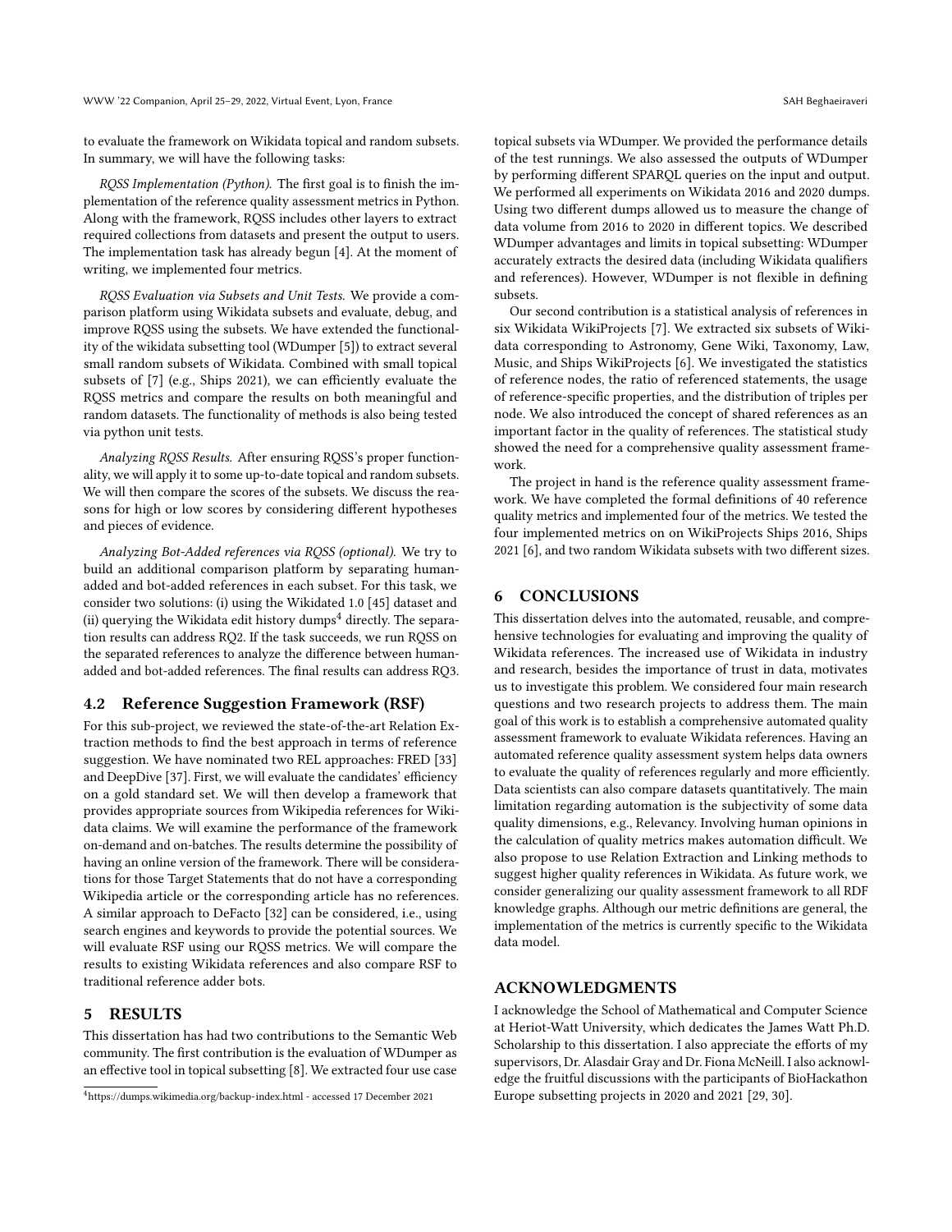to evaluate the framework on Wikidata topical and random subsets. In summary, we will have the following tasks:

*RQSS Implementation (Python).* The first goal is to finish the implementation of the reference quality assessment metrics in Python. Along with the framework, RQSS includes other layers to extract required collections from datasets and present the output to users. The implementation task has already begun [4]. At the moment of writing, we implemented four metrics.

*RQSS Evaluation via Subsets and Unit Tests.* We provide a comparison platform using Wikidata subsets and evaluate, debug, and improve RQSS using the subsets. We have extended the functionality of the wikidata subsetting tool (WDumper [5]) to extract several small random subsets of Wikidata. Combined with small topical subsets of [7] (e.g., Ships 2021), we can efficiently evaluate the RQSS metrics and compare the results on both meaningful and random datasets. The functionality of methods is also being tested via python unit tests.

*Analyzing RQSS Results.* After ensuring RQSS's proper functionality, we will apply it to some up-to-date topical and random subsets. We will then compare the scores of the subsets. We discuss the reasons for high or low scores by considering different hypotheses and pieces of evidence.

*Analyzing Bot-Added references via RQSS (optional).* We try to build an additional comparison platform by separating human-added and bot-added references in each subset. For this task, we consider two solutions: (i) using the Wikidated 1.0 [45] dataset and (ii) querying the Wikidata edit history dumps[4] directly. The separation results can address RQ2. If the task succeeds, we run RQSS on the separated references to analyze the difference between human-added and bot-added references. The final results can address RQ3.

### 4.2 Reference Suggestion Framework (RSF)

For this sub-project, we reviewed the state-of-the-art Relation Extraction methods to find the best approach in terms of reference suggestion. We have nominated two REL approaches: FRED [33] and DeepDive [37]. First, we will evaluate the candidates' efficiency on a gold standard set. We will then develop a framework that provides appropriate sources from Wikipedia references for Wikidata claims. We will examine the performance of the framework on-demand and on-batches. The results determine the possibility of having an online version of the framework. There will be considerations for those Target Statements that do not have a corresponding Wikipedia article or the corresponding article has no references. A similar approach to DeFacto [32] can be considered, i.e., using search engines and keywords to provide the potential sources. We will evaluate RSF using our RQSS metrics. We will compare the results to existing Wikidata references and also compare RSF to traditional reference adder bots.

## 5 RESULTS

This dissertation has had two contributions to the Semantic Web community. The first contribution is the evaluation of WDumper as an effective tool in topical subsetting [8]. We extracted four use case topical subsets via WDumper. We provided the performance details of the test runnings. We also assessed the outputs of WDumper by performing different SPARQL queries on the input and output. We performed all experiments on Wikidata 2016 and 2020 dumps. Using two different dumps allowed us to measure the change of data volume from 2016 to 2020 in different topics. We described WDumper advantages and limits in topical subsetting: WDumper accurately extracts the desired data (including Wikidata qualifiers and references). However, WDumper is not flexible in defining subsets.

Our second contribution is a statistical analysis of references in six Wikidata WikiProjects [7]. We extracted six subsets of Wikidata corresponding to Astronomy, Gene Wiki, Taxonomy, Law, Music, and Ships WikiProjects [6]. We investigated the statistics of reference nodes, the ratio of referenced statements, the usage of reference-specific properties, and the distribution of triples per node. We also introduced the concept of shared references as an important factor in the quality of references. The statistical study showed the need for a comprehensive quality assessment framework.

The project in hand is the reference quality assessment framework. We have completed the formal definitions of 40 reference quality metrics and implemented four of the metrics. We tested the four implemented metrics on on WikiProjects Ships 2016, Ships 2021 [6], and two random Wikidata subsets with two different sizes.

## 6 CONCLUSIONS

This dissertation delves into the automated, reusable, and comprehensive technologies for evaluating and improving the quality of Wikidata references. The increased use of Wikidata in industry and research, besides the importance of trust in data, motivates us to investigate this problem. We considered four main research questions and two research projects to address them. The main goal of this work is to establish a comprehensive automated quality assessment framework to evaluate Wikidata references. Having an automated reference quality assessment system helps data owners to evaluate the quality of references regularly and more efficiently. Data scientists can also compare datasets quantitatively. The main limitation regarding automation is the subjectivity of some data quality dimensions, e.g., Relevancy. Involving human opinions in the calculation of quality metrics makes automation difficult. We also propose to use Relation Extraction and Linking methods to suggest higher quality references in Wikidata. As future work, we consider generalizing our quality assessment framework to all RDF knowledge graphs. Although our metric definitions are general, the implementation of the metrics is currently specific to the Wikidata data model.

## ACKNOWLEDGMENTS

I acknowledge the School of Mathematical and Computer Science at Heriot-Watt University, which dedicates the James Watt Ph.D. Scholarship to this dissertation. I also appreciate the efforts of my supervisors, Dr. Alasdair Gray and Dr. Fiona McNeill. I also acknowledge the fruitful discussions with the participants of BioHackathon Europe subsetting projects in 2020 and 2021 [29, 30].

[4] https://dumps.wikimedia.org/backup-index.html - accessed 17 December 2021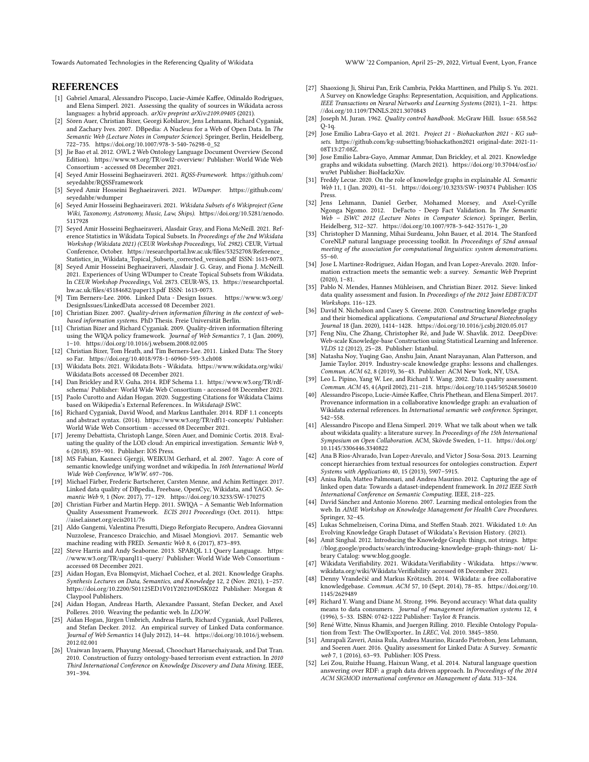## REFERENCES

[1] Gabriel Amaral, Alessandro Piscopo, Lucie-Aimée Kaffee, Odinaldo Rodrigues, and Elena Simperl. 2021. Assessing the quality of sources in Wikidata across languages: a hybrid approach. *arXiv preprint arXiv:2109.09405* (2021).

[2] Sören Auer, Christian Bizer, Georgi Kobilarov, Jens Lehmann, Richard Cyganiak, and Zachary Ives. 2007. DBpedia: A Nucleus for a Web of Open Data. In *The Semantic Web (Lecture Notes in Computer Science)*. Springer, Berlin, Heidelberg, 722–735. https://doi.org/10.1007/978-3-540-76298-0_52

[3] Jie Bao et al. 2012. OWL 2 Web Ontology Language Document Overview (Second Edition). https://www.w3.org/TR/owl2-overview/ Publisher: World Wide Web Consortium - accessed 08 December 2021.

[4] Seyed Amir Hosseini Beghaeiraveri. 2021. *RQSS-Framework*. https://github.com/seyedahbr/RQSSFramework

[5] Seyed Amir Hosseini Beghaeiraveri. 2021. *WDumper*. https://github.com/seyedahbr/wdumper

[6] Seyed Amir Hosseini Beghaeiraveri. 2021. *Wikidata Subsets of 6 Wikiproject (Gene Wiki, Taxonomy, Astronomy, Music, Law, Ships)*. https://doi.org/10.5281/zenodo.5117928

[7] Seyed Amir Hosseini Beghaeiraveri, Alasdair Gray, and Fiona McNeill. 2021. Reference Statistics in Wikidata Topical Subsets. In *Proceedings of the 2nd Wikidata Workshop (Wikidata 2021) (CEUR Workshop Proceedings, Vol. 2982)*. CEUR, Virtual Conference, October. https://researchportal.hw.ac.uk/files/53252708/Reference_Statistics_in_Wikidata_Topical_Subsets_corrected_version.pdf ISSN: 1613-0073.

[8] Seyed Amir Hosseini Beghaeiraveri, Alasdair J. G. Gray, and Fiona J. McNeill. 2021. Experiences of Using WDumper to Create Topical Subsets from Wikidata. In *CEUR Workshop Proceedings*, Vol. 2873. CEUR-WS, 13. https://researchportal.hw.ac.uk/files/45184682/paper13.pdf ISSN: 1613-0073.

[9] Tim Berners-Lee. 2006. Linked Data - Design Issues. https://www.w3.org/DesignIssues/LinkedData accessed 08 December 2021.

[10] Christian Bizer. 2007. *Quality-driven information filtering in the context of web-based information systems*. PhD Thesis. Freie Universität Berlin.

[11] Christian Bizer and Richard Cyganiak. 2009. Quality-driven information filtering using the WIQA policy framework. *Journal of Web Semantics* 7, 1 (Jan. 2009), 1–10. https://doi.org/10.1016/j.websem.2008.02.005

[12] Christian Bizer, Tom Heath, and Tim Berners-Lee. 2011. Linked Data: The Story so Far. https://doi.org/10.4018/978-1-60960-593-3.ch008

[13] Wikidata Bots. 2021. Wikidata:Bots - Wikidata. https://www.wikidata.org/wiki/Wikidata:Bots accessed 08 December 2021.

[14] Dan Brickley and R.V. Guha. 2014. RDF Schema 1.1. https://www.w3.org/TR/rdf-schema/ Publisher: World Wide Web Consortium - accessed 08 December 2021.

[15] Paolo Curotto and Aidan Hogan. 2020. Suggesting Citations for Wikidata Claims based on Wikipedia's External References.. In *Wikidata@ ISWC*.

[16] Richard Cyganiak, David Wood, and Markus Lanthaler. 2014. RDF 1.1 concepts and abstract syntax. (2014). https://www.w3.org/TR/rdf11-concepts/ Publisher: World Wide Web Consortium - accessed 08 December 2021.

[17] Jeremy Debattista, Christoph Lange, Sören Auer, and Dominic Cortis. 2018. Evaluating the quality of the LOD cloud: An empirical investigation. *Semantic Web* 9, 6 (2018), 859–901. Publisher: IOS Press.

[18] MS Fabian, Kasneci Gjergji, WEIKUM Gerhard, et al. 2007. Yago: A core of semantic knowledge unifying wordnet and wikipedia. In *16th International World Wide Web Conference, WWW*. 697–706.

[19] Michael Färber, Frederic Bartscherer, Carsten Menne, and Achim Rettinger. 2017. Linked data quality of DBpedia, Freebase, OpenCyc, Wikidata, and YAGO. *Semantic Web* 9, 1 (Nov. 2017), 77–129. https://doi.org/10.3233/SW-170275

[20] Christian Fürber and Martin Hepp. 2011. SWIQA – A Semantic Web Information Quality Assessment Framework. *ECIS 2011 Proceedings* (Oct. 2011). https://aisel.aisnet.org/ecis2011/76

[21] Aldo Gangemi, Valentina Presutti, Diego Reforgiato Recupero, Andrea Giovanni Nuzzolese, Francesco Draicchio, and Misael Mongiovì. 2017. Semantic web machine reading with FRED. *Semantic Web* 8, 6 (2017), 873–893.

[22] Steve Harris and Andy Seaborne. 2013. SPARQL 1.1 Query Language. https://www.w3.org/TR/sparql11-query/ Publisher: World Wide Web Consortium - accessed 08 December 2021.

[23] Aidan Hogan, Eva Blomqvist, Michael Cochez, et al. 2021. Knowledge Graphs. *Synthesis Lectures on Data, Semantics, and Knowledge* 12, 2 (Nov. 2021), 1–257. https://doi.org/10.2200/S01125ED1V01Y202109DSK022 Publisher: Morgan & Claypool Publishers.

[24] Aidan Hogan, Andreas Harth, Alexandre Passant, Stefan Decker, and Axel Polleres. 2010. Weaving the pedantic web. In *LDOW*.

[25] Aidan Hogan, Jürgen Umbrich, Andreas Harth, Richard Cyganiak, Axel Polleres, and Stefan Decker. 2012. An empirical survey of Linked Data conformance. *Journal of Web Semantics* 14 (July 2012), 14–44. https://doi.org/10.1016/j.websem.2012.02.001

[26] Uraiwan Inyaem, Phayung Meesad, Choochart Haruechaiyasak, and Dat Tran. 2010. Construction of fuzzy ontology-based terrorism event extraction. In *2010 Third International Conference on Knowledge Discovery and Data Mining*. IEEE, 391–394.

[27] Shaoxiong Ji, Shirui Pan, Erik Cambria, Pekka Marttinen, and Philip S. Yu. 2021. A Survey on Knowledge Graphs: Representation, Acquisition, and Applications. *IEEE Transactions on Neural Networks and Learning Systems* (2021), 1–21. https://doi.org/10.1109/TNNLS.2021.3070843

[28] Joseph M. Juran. 1962. *Quality control handbook*. McGraw Hill. Issue: 658.562 Q-1q.

[29] Jose Emilio Labra-Gayo et al. 2021. *Project 21 - Biohackathon 2021 - KG subsets*. https://github.com/kg-subsetting/biohackathon2021 original-date: 2021-11-08T13:27:08Z.

[30] Jose Emilio Labra-Gayo, Ammar Ammar, Dan Brickley, et al. 2021. Knowledge graphs and wikidata subsetting. (March 2021). https://doi.org/10.37044/osf.io/wu9et Publisher: BioHackrXiv.

[31] Freddy Lecue. 2020. On the role of knowledge graphs in explainable AI. *Semantic Web* 11, 1 (Jan. 2020), 41–51. https://doi.org/10.3233/SW-190374 Publisher: IOS Press.

[32] Jens Lehmann, Daniel Gerber, Mohamed Morsey, and Axel-Cyrille Ngonga Ngomo. 2012. DeFacto - Deep Fact Validation. In *The Semantic Web – ISWC 2012 (Lecture Notes in Computer Science)*. Springer, Berlin, Heidelberg, 312–327. https://doi.org/10.1007/978-3-642-35176-1_20

[33] Christopher D Manning, Mihai Surdeanu, John Bauer, et al. 2014. The Stanford CoreNLP natural language processing toolkit. In *Proceedings of 52nd annual meeting of the association for computational linguistics: system demonstrations*. 55–60.

[34] Jose L Martinez-Rodriguez, Aidan Hogan, and Ivan Lopez-Arevalo. 2020. Information extraction meets the semantic web: a survey. *Semantic Web* Preprint (2020), 1–81.

[35] Pablo N. Mendes, Hannes Mühleisen, and Christian Bizer. 2012. Sieve: linked data quality assessment and fusion. In *Proceedings of the 2012 Joint EDBT/ICDT Workshops*. 116–123.

[36] David N. Nicholson and Casey S. Greene. 2020. Constructing knowledge graphs and their biomedical applications. *Computational and Structural Biotechnology Journal* 18 (Jan. 2020), 1414–1428. https://doi.org/10.1016/j.csbj.2020.05.017

[37] Feng Niu, Ce Zhang, Christopher Ré, and Jude W. Shavlik. 2012. DeepDive: Web-scale Knowledge-base Construction using Statistical Learning and Inference. *VLDS* 12 (2012), 25–28. Publisher: Istanbul.

[38] Natasha Noy, Yuqing Gao, Anshu Jain, Anant Narayanan, Alan Patterson, and Jamie Taylor. 2019. Industry-scale knowledge graphs: lessons and challenges. *Commun. ACM* 62, 8 (2019), 36–43. Publisher: ACM New York, NY, USA.

[39] Leo L. Pipino, Yang W. Lee, and Richard Y. Wang. 2002. Data quality assessment. *Commun. ACM* 45, 4 (April 2002), 211–218. https://doi.org/10.1145/505248.506010

[40] Alessandro Piscopo, Lucie-Aimée Kaffee, Chris Phethean, and Elena Simperl. 2017. Provenance information in a collaborative knowledge graph: an evaluation of Wikidata external references. In *International semantic web conference*. Springer, 542–558.

[41] Alessandro Piscopo and Elena Simperl. 2019. What we talk about when we talk about wikidata quality: a literature survey. In *Proceedings of the 15th International Symposium on Open Collaboration*. ACM, Skövde Sweden, 1–11. https://doi.org/10.1145/3306446.3340822

[42] Ana B Rios-Alvarado, Ivan Lopez-Arevalo, and Victor J Sosa-Sosa. 2013. Learning concept hierarchies from textual resources for ontologies construction. *Expert Systems with Applications* 40, 15 (2013), 5907–5915.

[43] Anisa Rula, Matteo Palmonari, and Andrea Maurino. 2012. Capturing the age of linked open data: Towards a dataset-independent framework. In *2012 IEEE Sixth International Conference on Semantic Computing*. IEEE, 218–225.

[44] David Sánchez and Antonio Moreno. 2007. Learning medical ontologies from the web. In *AIME Workshop on Knowledge Management for Health Care Procedures*. Springer, 32–45.

[45] Lukas Schmelzeisen, Corina Dima, and Steffen Staab. 2021. Wikidated 1.0: An Evolving Knowledge Graph Dataset of Wikidata's Revision History. (2021).

[46] Amit Singhal. 2012. Introducing the Knowledge Graph: things, not strings. https://blog.google/products/search/introducing-knowledge-graph-things-not/ Library Catalog: www.blog.google.

[47] Wikidata Verifiability. 2021. Wikidata:Verifiability - Wikidata. https://www.wikidata.org/wiki/Wikidata:Verifiability accessed 08 December 2021.

[48] Denny Vrandečić and Markus Krötzsch. 2014. Wikidata: a free collaborative knowledgebase. *Commun. ACM* 57, 10 (Sept. 2014), 78–85. https://doi.org/10.1145/2629489

[49] Richard Y. Wang and Diane M. Strong. 1996. Beyond accuracy: What data quality means to data consumers. *Journal of management information systems* 12, 4 (1996), 5–33. ISBN: 0742-1222 Publisher: Taylor & Francis.

[50] René Witte, Ninus Khamis, and Juergen Rilling. 2010. Flexible Ontology Population from Text: The OwlExporter.. In *LREC*, Vol. 2010. 3845–3850.

[51] Amrapali Zaveri, Anisa Rula, Andrea Maurino, Ricardo Pietrobon, Jens Lehmann, and Soeren Auer. 2016. Quality assessment for Linked Data: A Survey. *Semantic web* 7, 1 (2016), 63–93. Publisher: IOS Press.

[52] Lei Zou, Ruizhe Huang, Haixun Wang, et al. 2014. Natural language question answering over RDF: a graph data driven approach. In *Proceedings of the 2014 ACM SIGMOD international conference on Management of data*. 313–324.